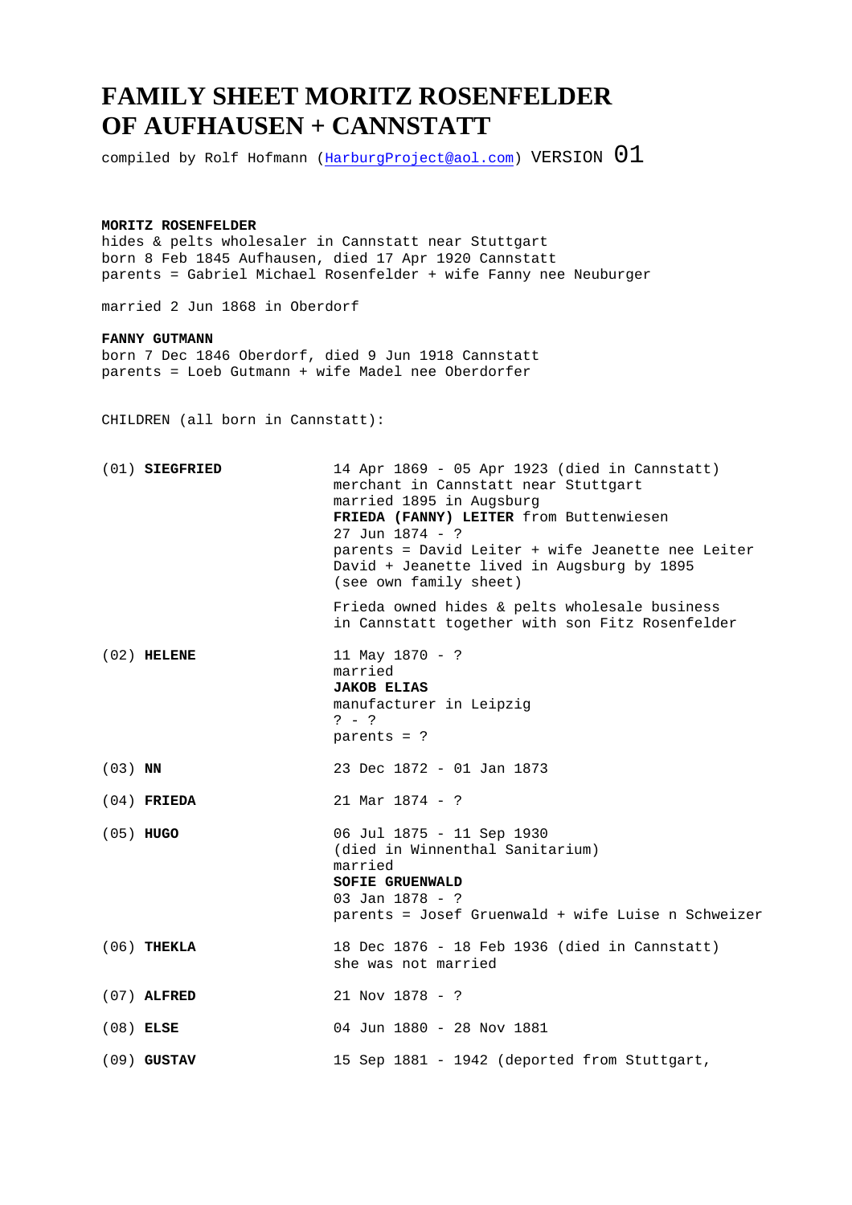# FAMILY SHEET MORITZ ROSENFELDER OF AUFHAUSEN + CANNSTATT

compiled by Rolf Hofmann (HarburgProject@aol.com) VERSION 01

**MORITZ ROSENFELDER**
hides & pelts wholesaler in Cannstatt near Stuttgart
born 8 Feb 1845 Aufhausen, died 17 Apr 1920 Cannstatt
parents = Gabriel Michael Rosenfelder + wife Fanny nee Neuburger

married 2 Jun 1868 in Oberdorf

**FANNY GUTMANN**
born 7 Dec 1846 Oberdorf, died 9 Jun 1918 Cannstatt
parents = Loeb Gutmann + wife Madel nee Oberdorfer

CHILDREN (all born in Cannstatt):

(01) **SIEGFRIED**
14 Apr 1869 - 05 Apr 1923 (died in Cannstatt)
merchant in Cannstatt near Stuttgart
married 1895 in Augsburg
**FRIEDA (FANNY) LEITER** from Buttenwiesen
27 Jun 1874 - ?
parents = David Leiter + wife Jeanette nee Leiter
David + Jeanette lived in Augsburg by 1895
(see own family sheet)

Frieda owned hides & pelts wholesale business
in Cannstatt together with son Fitz Rosenfelder

(02) **HELENE**
11 May 1870 - ?
married
**JAKOB ELIAS**
manufacturer in Leipzig
? - ?
parents = ?

(03) **NN**
23 Dec 1872 - 01 Jan 1873

(04) **FRIEDA**
21 Mar 1874 - ?

(05) **HUGO**
06 Jul 1875 - 11 Sep 1930
(died in Winnenthal Sanitarium)
married
**SOFIE GRUENWALD**
03 Jan 1878 - ?
parents = Josef Gruenwald + wife Luise n Schweizer

(06) **THEKLA**
18 Dec 1876 - 18 Feb 1936 (died in Cannstatt)
she was not married

(07) **ALFRED**
21 Nov 1878 - ?

(08) **ELSE**
04 Jun 1880 - 28 Nov 1881

(09) **GUSTAV**
15 Sep 1881 - 1942 (deported from Stuttgart,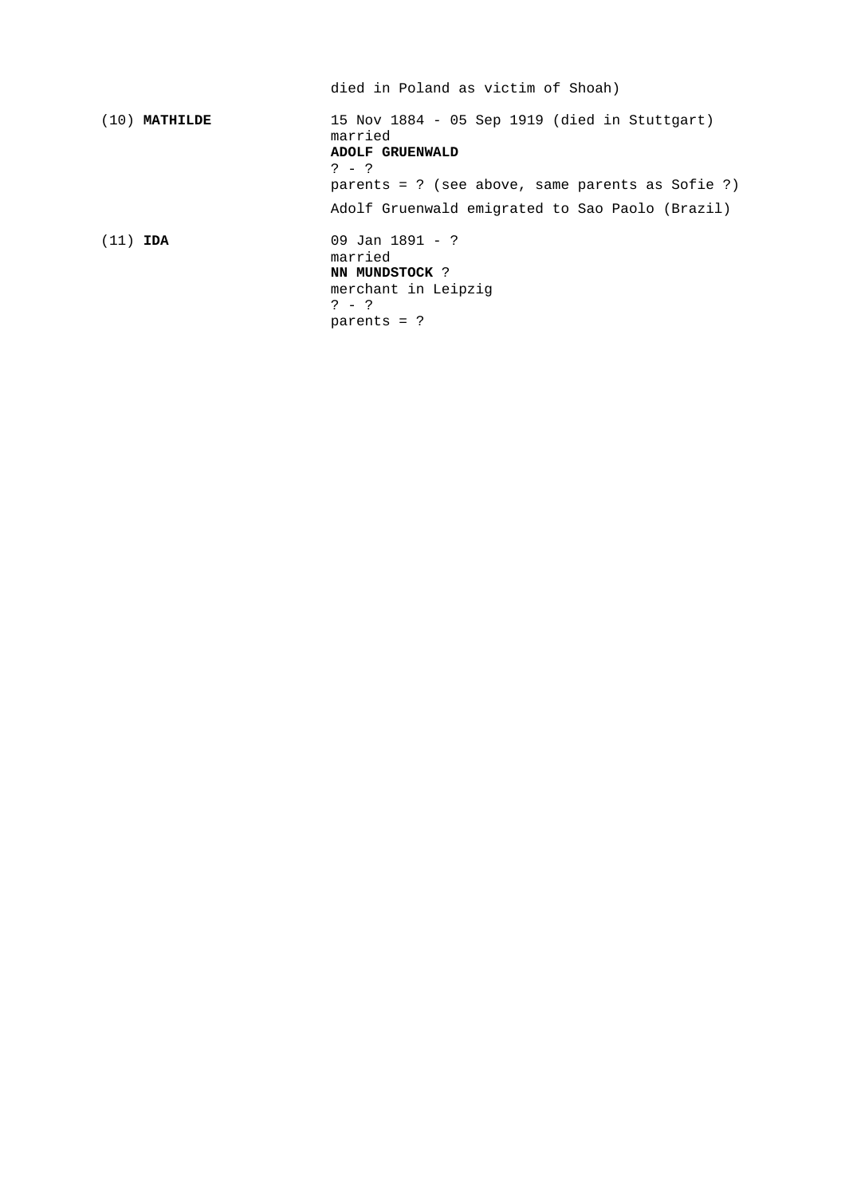died in Poland as victim of Shoah)

| | |
|---|---|
| (10) **MATHILDE** | 15 Nov 1884 - 05 Sep 1919 (died in Stuttgart)<br>married<br>**ADOLF GRUENWALD**<br>? - ?<br>parents = ? (see above, same parents as Sofie ?)<br>Adolf Gruenwald emigrated to Sao Paolo (Brazil) |
| (11) **IDA** | 09 Jan 1891 - ?<br>married<br>**NN MUNDSTOCK** ?<br>merchant in Leipzig<br>? - ?<br>parents = ? |